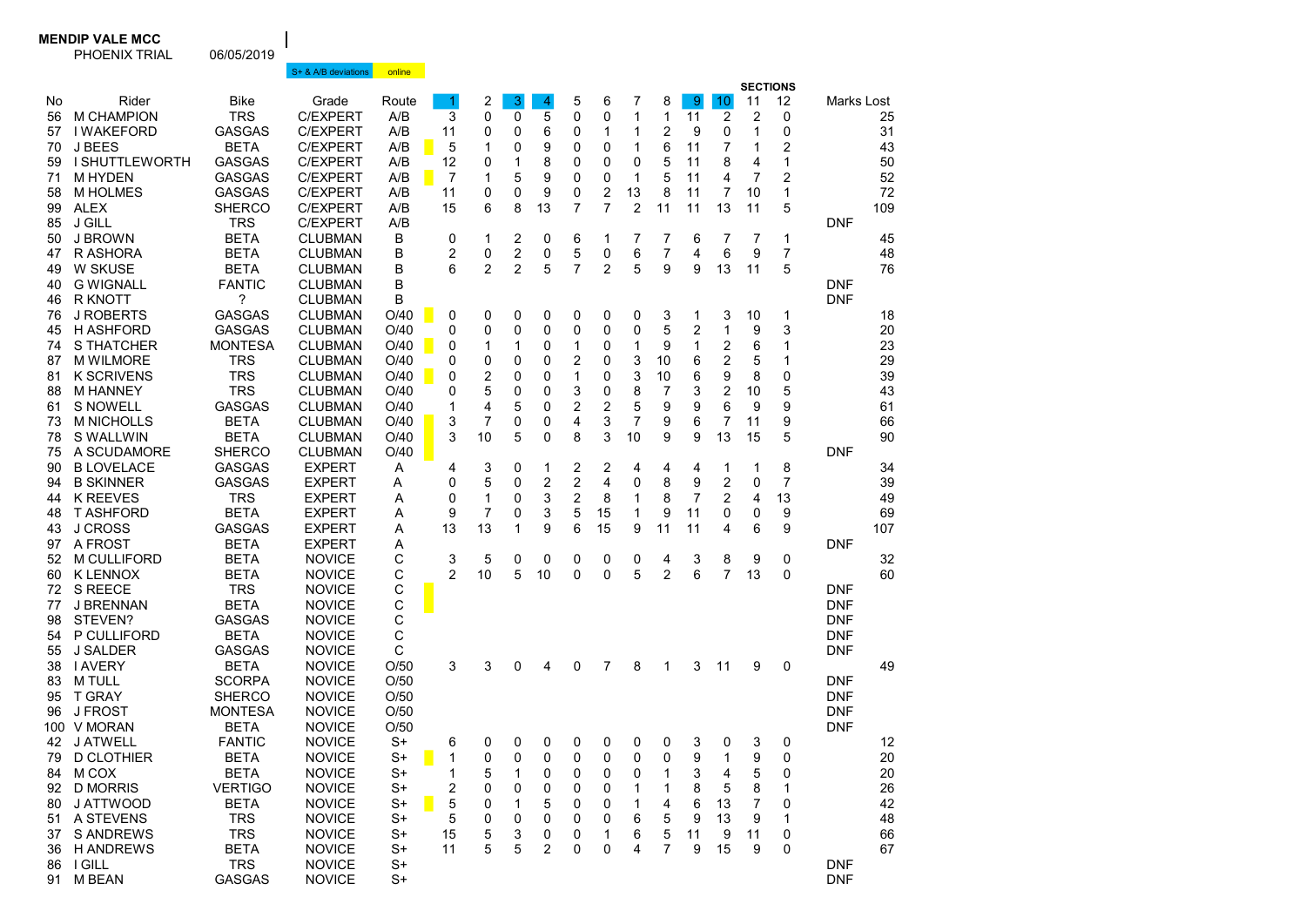**MENDIP VALE MCC**

PHOENIX TRIAL 06/05/2019

S+ & A/B deviations | online

| No | Rider | Bike | Grade | Route | 1 | 2 | 3 | 4 | 5 | 6 | 7 | 8 | 9 | 10 | 11 | 12 | Marks Lost |
|---|---|---|---|---|---|---|---|---|---|---|---|---|---|---|---|---|---|
| | | | | | SECTIONS | | | | | | | | | | | | |
| 56 | M CHAMPION | TRS | C/EXPERT | A/B | 3 | 0 | 0 | 5 | 0 | 0 | 1 | 1 | 11 | 2 | 2 | 0 | 25 |
| 57 | I WAKEFORD | GASGAS | C/EXPERT | A/B | 11 | 0 | 0 | 6 | 0 | 1 | 1 | 2 | 9 | 0 | 1 | 0 | 31 |
| 70 | J BEES | BETA | C/EXPERT | A/B | 5 | 1 | 0 | 9 | 0 | 0 | 1 | 6 | 11 | 7 | 1 | 2 | 43 |
| 59 | I SHUTTLEWORTH | GASGAS | C/EXPERT | A/B | 12 | 0 | 1 | 8 | 0 | 0 | 0 | 5 | 11 | 8 | 4 | 1 | 50 |
| 71 | M HYDEN | GASGAS | C/EXPERT | A/B | 7 | 1 | 5 | 9 | 0 | 0 | 1 | 5 | 11 | 4 | 7 | 2 | 52 |
| 58 | M HOLMES | GASGAS | C/EXPERT | A/B | 11 | 0 | 0 | 9 | 0 | 2 | 13 | 8 | 11 | 7 | 10 | 1 | 72 |
| 99 | ALEX | SHERCO | C/EXPERT | A/B | 15 | 6 | 8 | 13 | 7 | 7 | 2 | 11 | 11 | 13 | 11 | 5 | 109 |
| 85 | J GILL | TRS | C/EXPERT | A/B | | | | | | | | | | | | | DNF |
| 50 | J BROWN | BETA | CLUBMAN | B | 0 | 1 | 2 | 0 | 6 | 1 | 7 | 7 | 6 | 7 | 7 | 1 | 45 |
| 47 | R ASHORA | BETA | CLUBMAN | B | 2 | 0 | 2 | 0 | 5 | 0 | 6 | 7 | 4 | 6 | 9 | 7 | 48 |
| 49 | W SKUSE | BETA | CLUBMAN | B | 6 | 2 | 2 | 5 | 7 | 2 | 5 | 9 | 9 | 13 | 11 | 5 | 76 |
| 40 | G WIGNALL | FANTIC | CLUBMAN | B | | | | | | | | | | | | | DNF |
| 46 | R KNOTT | ? | CLUBMAN | B | | | | | | | | | | | | | DNF |
| 76 | J ROBERTS | GASGAS | CLUBMAN | O/40 | 0 | 0 | 0 | 0 | 0 | 0 | 0 | 3 | 1 | 3 | 10 | 1 | 18 |
| 45 | H ASHFORD | GASGAS | CLUBMAN | O/40 | 0 | 0 | 0 | 0 | 0 | 0 | 0 | 5 | 2 | 1 | 9 | 3 | 20 |
| 74 | S THATCHER | MONTESA | CLUBMAN | O/40 | 0 | 1 | 1 | 0 | 1 | 0 | 1 | 9 | 1 | 2 | 6 | 1 | 23 |
| 87 | M WILMORE | TRS | CLUBMAN | O/40 | 0 | 0 | 0 | 0 | 2 | 0 | 3 | 10 | 6 | 2 | 5 | 1 | 29 |
| 81 | K SCRIVENS | TRS | CLUBMAN | O/40 | 0 | 2 | 0 | 0 | 1 | 0 | 3 | 10 | 6 | 9 | 8 | 0 | 39 |
| 88 | M HANNEY | TRS | CLUBMAN | O/40 | 0 | 5 | 0 | 0 | 3 | 0 | 8 | 7 | 3 | 2 | 10 | 5 | 43 |
| 61 | S NOWELL | GASGAS | CLUBMAN | O/40 | 1 | 4 | 5 | 0 | 2 | 2 | 5 | 9 | 9 | 6 | 9 | 9 | 61 |
| 73 | M NICHOLLS | BETA | CLUBMAN | O/40 | 3 | 7 | 0 | 0 | 4 | 3 | 7 | 9 | 6 | 7 | 11 | 9 | 66 |
| 78 | S WALLWIN | BETA | CLUBMAN | O/40 | 3 | 10 | 5 | 0 | 8 | 3 | 10 | 9 | 9 | 13 | 15 | 5 | 90 |
| 75 | A SCUDAMORE | SHERCO | CLUBMAN | O/40 | | | | | | | | | | | | | DNF |
| 90 | B LOVELACE | GASGAS | EXPERT | A | 4 | 3 | 0 | 1 | 2 | 2 | 4 | 4 | 4 | 1 | 1 | 8 | 34 |
| 94 | B SKINNER | GASGAS | EXPERT | A | 0 | 5 | 0 | 2 | 2 | 4 | 0 | 8 | 9 | 2 | 0 | 7 | 39 |
| 44 | K REEVES | TRS | EXPERT | A | 0 | 1 | 0 | 3 | 2 | 8 | 1 | 8 | 7 | 2 | 4 | 13 | 49 |
| 48 | T ASHFORD | BETA | EXPERT | A | 9 | 7 | 0 | 3 | 5 | 15 | 1 | 9 | 11 | 0 | 0 | 9 | 69 |
| 43 | J CROSS | GASGAS | EXPERT | A | 13 | 13 | 1 | 9 | 6 | 15 | 9 | 11 | 11 | 4 | 6 | 9 | 107 |
| 97 | A FROST | BETA | EXPERT | A | | | | | | | | | | | | | DNF |
| 52 | M CULLIFORD | BETA | NOVICE | C | 3 | 5 | 0 | 0 | 0 | 0 | 0 | 4 | 3 | 8 | 9 | 0 | 32 |
| 60 | K LENNOX | BETA | NOVICE | C | 2 | 10 | 5 | 10 | 0 | 0 | 5 | 2 | 6 | 7 | 13 | 0 | 60 |
| 72 | S REECE | TRS | NOVICE | C | | | | | | | | | | | | | DNF |
| 77 | J BRENNAN | BETA | NOVICE | C | | | | | | | | | | | | | DNF |
| 98 | STEVEN? | GASGAS | NOVICE | C | | | | | | | | | | | | | DNF |
| 54 | P CULLIFORD | BETA | NOVICE | C | | | | | | | | | | | | | DNF |
| 55 | J SALDER | GASGAS | NOVICE | C | | | | | | | | | | | | | DNF |
| 38 | I AVERY | BETA | NOVICE | O/50 | 3 | 3 | 0 | 4 | 0 | 7 | 8 | 1 | 3 | 11 | 9 | 0 | 49 |
| 83 | M TULL | SCORPA | NOVICE | O/50 | | | | | | | | | | | | | DNF |
| 95 | T GRAY | SHERCO | NOVICE | O/50 | | | | | | | | | | | | | DNF |
| 96 | J FROST | MONTESA | NOVICE | O/50 | | | | | | | | | | | | | DNF |
| 100 | V MORAN | BETA | NOVICE | O/50 | | | | | | | | | | | | | DNF |
| 42 | J ATWELL | FANTIC | NOVICE | S+ | 6 | 0 | 0 | 0 | 0 | 0 | 0 | 0 | 3 | 0 | 3 | 0 | 12 |
| 79 | D CLOTHIER | BETA | NOVICE | S+ | 1 | 0 | 0 | 0 | 0 | 0 | 0 | 0 | 9 | 1 | 9 | 0 | 20 |
| 84 | M COX | BETA | NOVICE | S+ | 1 | 5 | 1 | 0 | 0 | 0 | 0 | 1 | 3 | 4 | 5 | 0 | 20 |
| 92 | D MORRIS | VERTIGO | NOVICE | S+ | 2 | 0 | 0 | 0 | 0 | 0 | 1 | 1 | 8 | 5 | 8 | 1 | 26 |
| 80 | J ATTWOOD | BETA | NOVICE | S+ | 5 | 0 | 1 | 5 | 0 | 0 | 1 | 4 | 6 | 13 | 7 | 0 | 42 |
| 51 | A STEVENS | TRS | NOVICE | S+ | 5 | 0 | 0 | 0 | 0 | 0 | 6 | 5 | 9 | 13 | 9 | 1 | 48 |
| 37 | S ANDREWS | TRS | NOVICE | S+ | 15 | 5 | 3 | 0 | 0 | 1 | 6 | 5 | 11 | 9 | 11 | 0 | 66 |
| 36 | H ANDREWS | BETA | NOVICE | S+ | 11 | 5 | 5 | 2 | 0 | 0 | 4 | 7 | 9 | 15 | 9 | 0 | 67 |
| 86 | I GILL | TRS | NOVICE | S+ | | | | | | | | | | | | | DNF |
| 91 | M BEAN | GASGAS | NOVICE | S+ | | | | | | | | | | | | | DNF |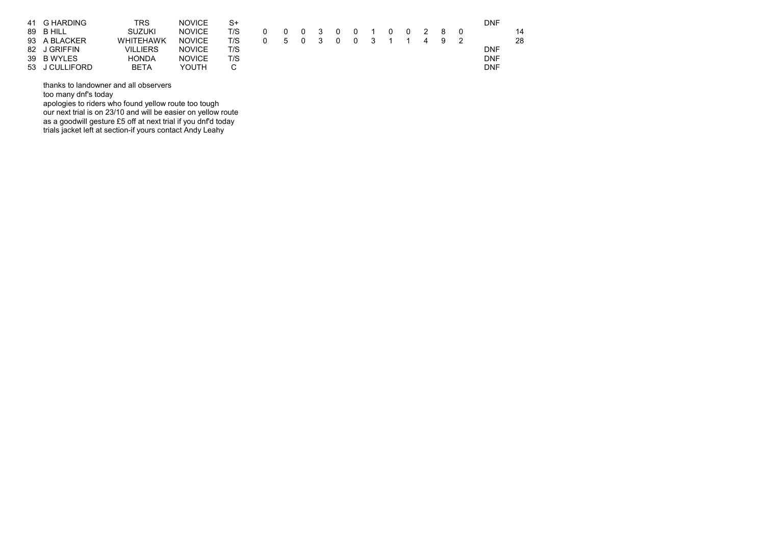| | | | | | | | | | | | | | | | | | | | | |
|---|---|---|---|---|---|---|---|---|---|---|---|---|---|---|---|---|---|---|---|---|
| 41 | G HARDING | TRS | NOVICE | S+ | | | | | | | | | | | | | | DNF | |
| 89 | B HILL | SUZUKI | NOVICE | T/S | 0 | 0 | 0 | 3 | 0 | 0 | 1 | 0 | 0 | 2 | 8 | 0 | | | 14 |
| 93 | A BLACKER | WHITEHAWK | NOVICE | T/S | 0 | 5 | 0 | 3 | 0 | 0 | 3 | 1 | 1 | 4 | 9 | 2 | | | 28 |
| 82 | J GRIFFIN | VILLIERS | NOVICE | T/S | | | | | | | | | | | | | | DNF | |
| 39 | B WYLES | HONDA | NOVICE | T/S | | | | | | | | | | | | | | DNF | |
| 53 | J CULLIFORD | BETA | YOUTH | C | | | | | | | | | | | | | | DNF | |

thanks to landowner and all observers
too many dnf's today
apologies to riders who found yellow route too tough
our next trial is on 23/10 and will be easier on yellow route
as a goodwill gesture £5 off at next trial if you dnf'd today
trials jacket left at section-if yours contact Andy Leahy